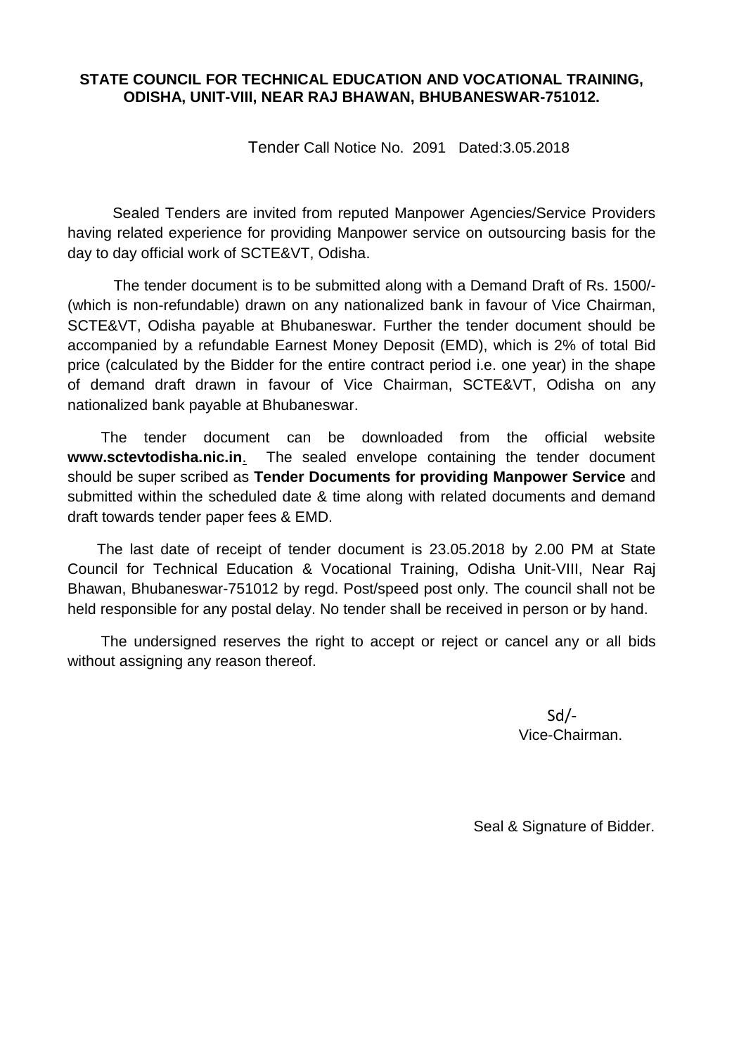**STATE COUNCIL FOR TECHNICAL EDUCATION AND VOCATIONAL TRAINING, ODISHA, UNIT-VIII, NEAR RAJ BHAWAN, BHUBANESWAR-751012.**

Tender Call Notice No. 2091 Dated:3.05.2018

Sealed Tenders are invited from reputed Manpower Agencies/Service Providers having related experience for providing Manpower service on outsourcing basis for the day to day official work of SCTE&VT, Odisha.

The tender document is to be submitted along with a Demand Draft of Rs. 1500/- (which is non-refundable) drawn on any nationalized bank in favour of Vice Chairman, SCTE&VT, Odisha payable at Bhubaneswar. Further the tender document should be accompanied by a refundable Earnest Money Deposit (EMD), which is 2% of total Bid price (calculated by the Bidder for the entire contract period i.e. one year) in the shape of demand draft drawn in favour of Vice Chairman, SCTE&VT, Odisha on any nationalized bank payable at Bhubaneswar.

The tender document can be downloaded from the official website **www.sctevtodisha.nic.in**. The sealed envelope containing the tender document should be super scribed as **Tender Documents for providing Manpower Service** and submitted within the scheduled date & time along with related documents and demand draft towards tender paper fees & EMD.

The last date of receipt of tender document is 23.05.2018 by 2.00 PM at State Council for Technical Education & Vocational Training, Odisha Unit-VIII, Near Raj Bhawan, Bhubaneswar-751012 by regd. Post/speed post only. The council shall not be held responsible for any postal delay. No tender shall be received in person or by hand.

The undersigned reserves the right to accept or reject or cancel any or all bids without assigning any reason thereof.

Sd/-
Vice-Chairman.

Seal & Signature of Bidder.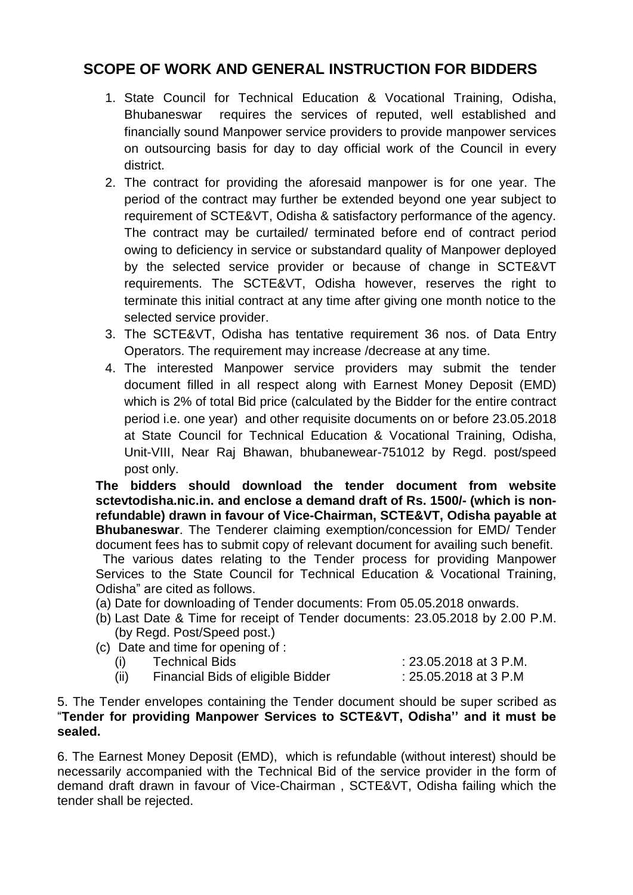## SCOPE OF WORK AND GENERAL INSTRUCTION FOR BIDDERS

1. State Council for Technical Education & Vocational Training, Odisha, Bhubaneswar requires the services of reputed, well established and financially sound Manpower service providers to provide manpower services on outsourcing basis for day to day official work of the Council in every district.
2. The contract for providing the aforesaid manpower is for one year. The period of the contract may further be extended beyond one year subject to requirement of SCTE&VT, Odisha & satisfactory performance of the agency. The contract may be curtailed/ terminated before end of contract period owing to deficiency in service or substandard quality of Manpower deployed by the selected service provider or because of change in SCTE&VT requirements. The SCTE&VT, Odisha however, reserves the right to terminate this initial contract at any time after giving one month notice to the selected service provider.
3. The SCTE&VT, Odisha has tentative requirement 36 nos. of Data Entry Operators. The requirement may increase /decrease at any time.
4. The interested Manpower service providers may submit the tender document filled in all respect along with Earnest Money Deposit (EMD) which is 2% of total Bid price (calculated by the Bidder for the entire contract period i.e. one year) and other requisite documents on or before 23.05.2018 at State Council for Technical Education & Vocational Training, Odisha, Unit-VIII, Near Raj Bhawan, bhubanewear-751012 by Regd. post/speed post only.

**The bidders should download the tender document from website sctevtodisha.nic.in. and enclose a demand draft of Rs. 1500/- (which is non-refundable) drawn in favour of Vice-Chairman, SCTE&VT, Odisha payable at Bhubaneswar**. The Tenderer claiming exemption/concession for EMD/ Tender document fees has to submit copy of relevant document for availing such benefit.

The various dates relating to the Tender process for providing Manpower Services to the State Council for Technical Education & Vocational Training, Odisha" are cited as follows.

(a) Date for downloading of Tender documents: From 05.05.2018 onwards.

(b) Last Date & Time for receipt of Tender documents: 23.05.2018 by 2.00 P.M. (by Regd. Post/Speed post.)

(c) Date and time for opening of :

| | | |
|---|---|---|
| (i) | Technical Bids | : 23.05.2018 at 3 P.M. |
| (ii) | Financial Bids of eligible Bidder | : 25.05.2018 at 3 P.M |

5. The Tender envelopes containing the Tender document should be super scribed as "**Tender for providing Manpower Services to SCTE&VT, Odisha'' and it must be sealed.**

6. The Earnest Money Deposit (EMD), which is refundable (without interest) should be necessarily accompanied with the Technical Bid of the service provider in the form of demand draft drawn in favour of Vice-Chairman , SCTE&VT, Odisha failing which the tender shall be rejected.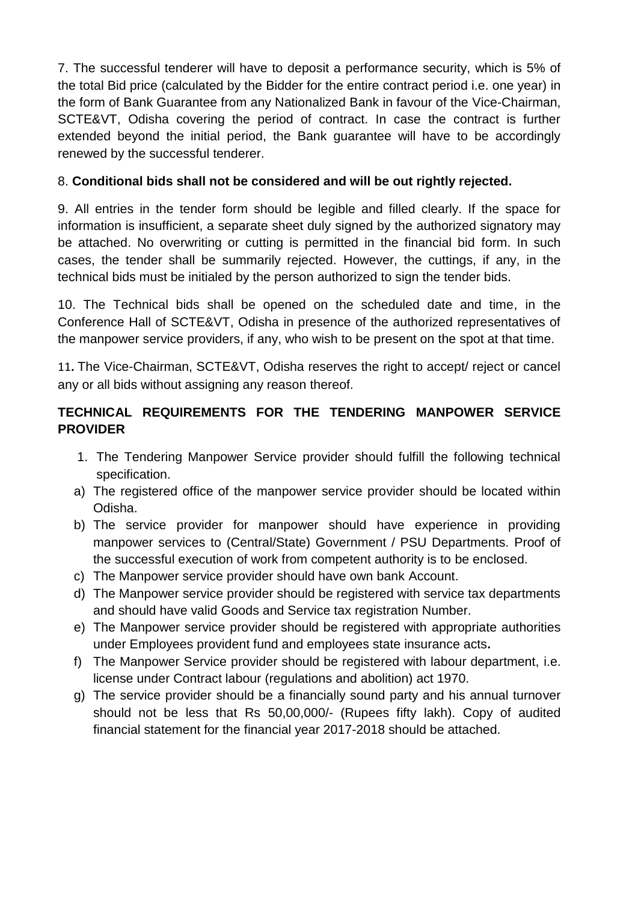7. The successful tenderer will have to deposit a performance security, which is 5% of the total Bid price (calculated by the Bidder for the entire contract period i.e. one year) in the form of Bank Guarantee from any Nationalized Bank in favour of the Vice-Chairman, SCTE&VT, Odisha covering the period of contract. In case the contract is further extended beyond the initial period, the Bank guarantee will have to be accordingly renewed by the successful tenderer.

8. **Conditional bids shall not be considered and will be out rightly rejected.**

9. All entries in the tender form should be legible and filled clearly. If the space for information is insufficient, a separate sheet duly signed by the authorized signatory may be attached. No overwriting or cutting is permitted in the financial bid form. In such cases, the tender shall be summarily rejected. However, the cuttings, if any, in the technical bids must be initialed by the person authorized to sign the tender bids.

10. The Technical bids shall be opened on the scheduled date and time, in the Conference Hall of SCTE&VT, Odisha in presence of the authorized representatives of the manpower service providers, if any, who wish to be present on the spot at that time.

11**.** The Vice-Chairman, SCTE&VT, Odisha reserves the right to accept/ reject or cancel any or all bids without assigning any reason thereof.

**TECHNICAL REQUIREMENTS FOR THE TENDERING MANPOWER SERVICE PROVIDER**

1. The Tendering Manpower Service provider should fulfill the following technical specification.

a) The registered office of the manpower service provider should be located within Odisha.

b) The service provider for manpower should have experience in providing manpower services to (Central/State) Government / PSU Departments. Proof of the successful execution of work from competent authority is to be enclosed.

c) The Manpower service provider should have own bank Account.

d) The Manpower service provider should be registered with service tax departments and should have valid Goods and Service tax registration Number.

e) The Manpower service provider should be registered with appropriate authorities under Employees provident fund and employees state insurance acts**.**

f) The Manpower Service provider should be registered with labour department, i.e. license under Contract labour (regulations and abolition) act 1970.

g) The service provider should be a financially sound party and his annual turnover should not be less that Rs 50,00,000/- (Rupees fifty lakh). Copy of audited financial statement for the financial year 2017-2018 should be attached.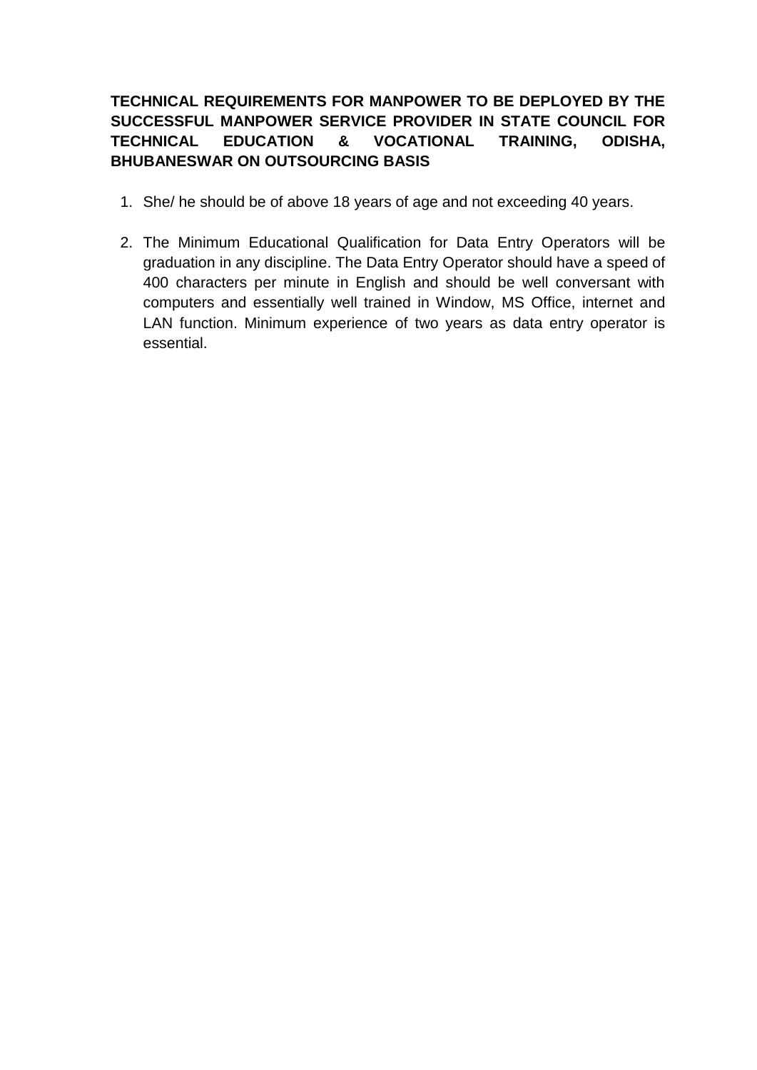**TECHNICAL REQUIREMENTS FOR MANPOWER TO BE DEPLOYED BY THE SUCCESSFUL MANPOWER SERVICE PROVIDER IN STATE COUNCIL FOR TECHNICAL EDUCATION & VOCATIONAL TRAINING, ODISHA, BHUBANESWAR ON OUTSOURCING BASIS**

1. She/ he should be of above 18 years of age and not exceeding 40 years.

2. The Minimum Educational Qualification for Data Entry Operators will be graduation in any discipline. The Data Entry Operator should have a speed of 400 characters per minute in English and should be well conversant with computers and essentially well trained in Window, MS Office, internet and LAN function. Minimum experience of two years as data entry operator is essential.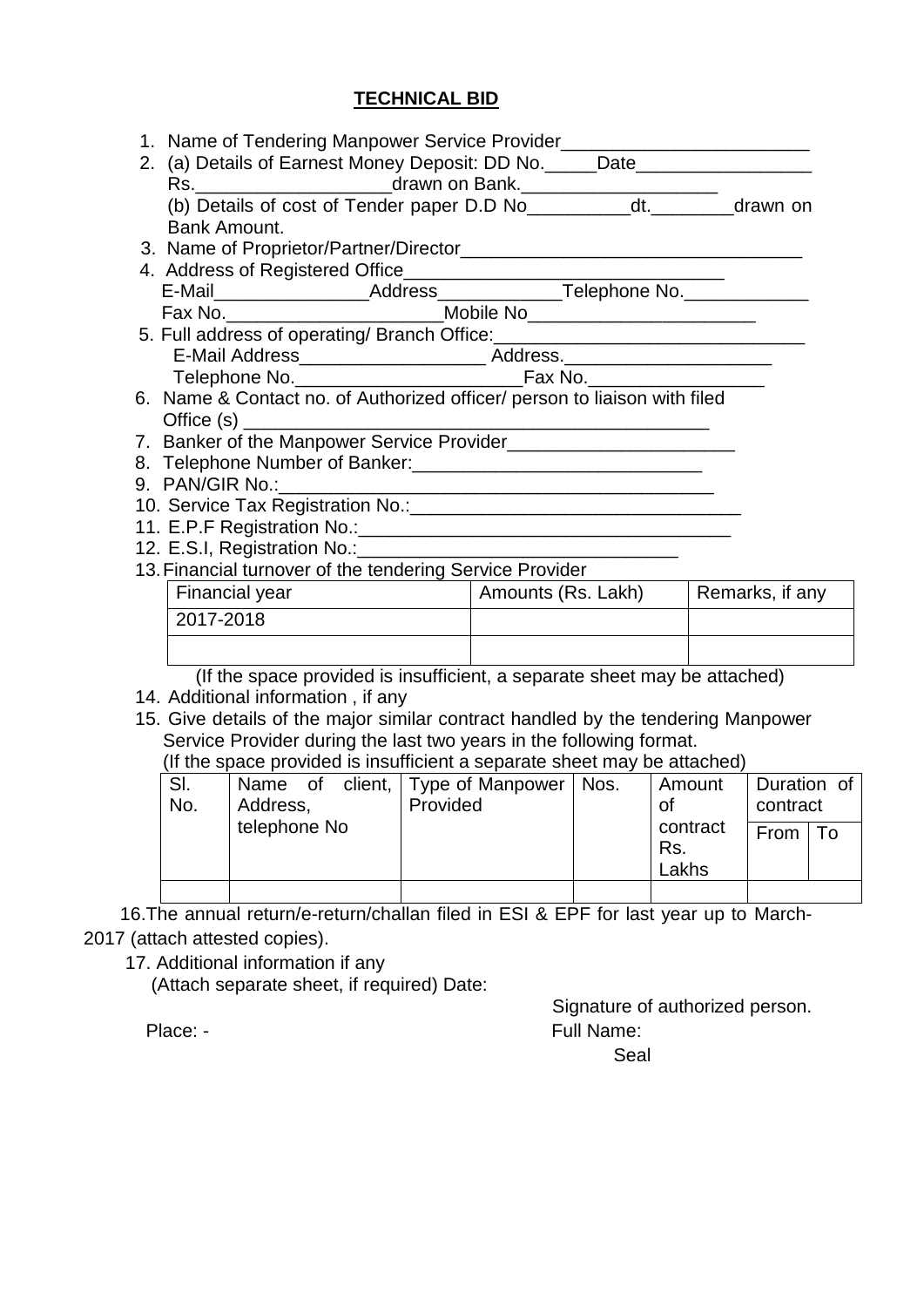## TECHNICAL BID

1. Name of Tendering Manpower Service Provider________________________
2. (a) Details of Earnest Money Deposit: DD No._____Date_________________ Rs.___________________drawn on Bank.___________________
   (b) Details of cost of Tender paper D.D No__________dt.________drawn on Bank Amount.
3. Name of Proprietor/Partner/Director_________________________________
4. Address of Registered Office________________________________
   E-Mail_______________Address____________Telephone No.____________
   Fax No.____________________Mobile No______________________
5. Full address of operating/ Branch Office:______________________________
   E-Mail Address__________________ Address.____________________
   Telephone No.______________________Fax No._________________
6. Name & Contact no. of Authorized officer/ person to liaison with filed Office (s) _____________________________________________
7. Banker of the Manpower Service Provider______________________
8. Telephone Number of Banker:____________________________
9. PAN/GIR No.:____________________________________________
10. Service Tax Registration No.:_________________________________
11. E.P.F Registration No.:___________________________________
12. E.S.I, Registration No.:______________________________
13. Financial turnover of the tendering Service Provider

| Financial year | Amounts (Rs. Lakh) | Remarks, if any |
|---|---|---|
| 2017-2018 | | |
| | | |

(If the space provided is insufficient, a separate sheet may be attached)

14. Additional information , if any
15. Give details of the major similar contract handled by the tendering Manpower Service Provider during the last two years in the following format.
    (If the space provided is insufficient a separate sheet may be attached)

| Sl. No. | Name of client, Address, telephone No | Type of Manpower Provided | Nos. | Amount of contract Rs. Lakhs | Duration of contract | |
|---|---|---|---|---|---|---|
| | | | | | From | To |
| | | | | | | |

16. The annual return/e-return/challan filed in ESI & EPF for last year up to March-2017 (attach attested copies).
17. Additional information if any
    (Attach separate sheet, if required) Date:

Signature of authorized person.

Place: -

Full Name:

Seal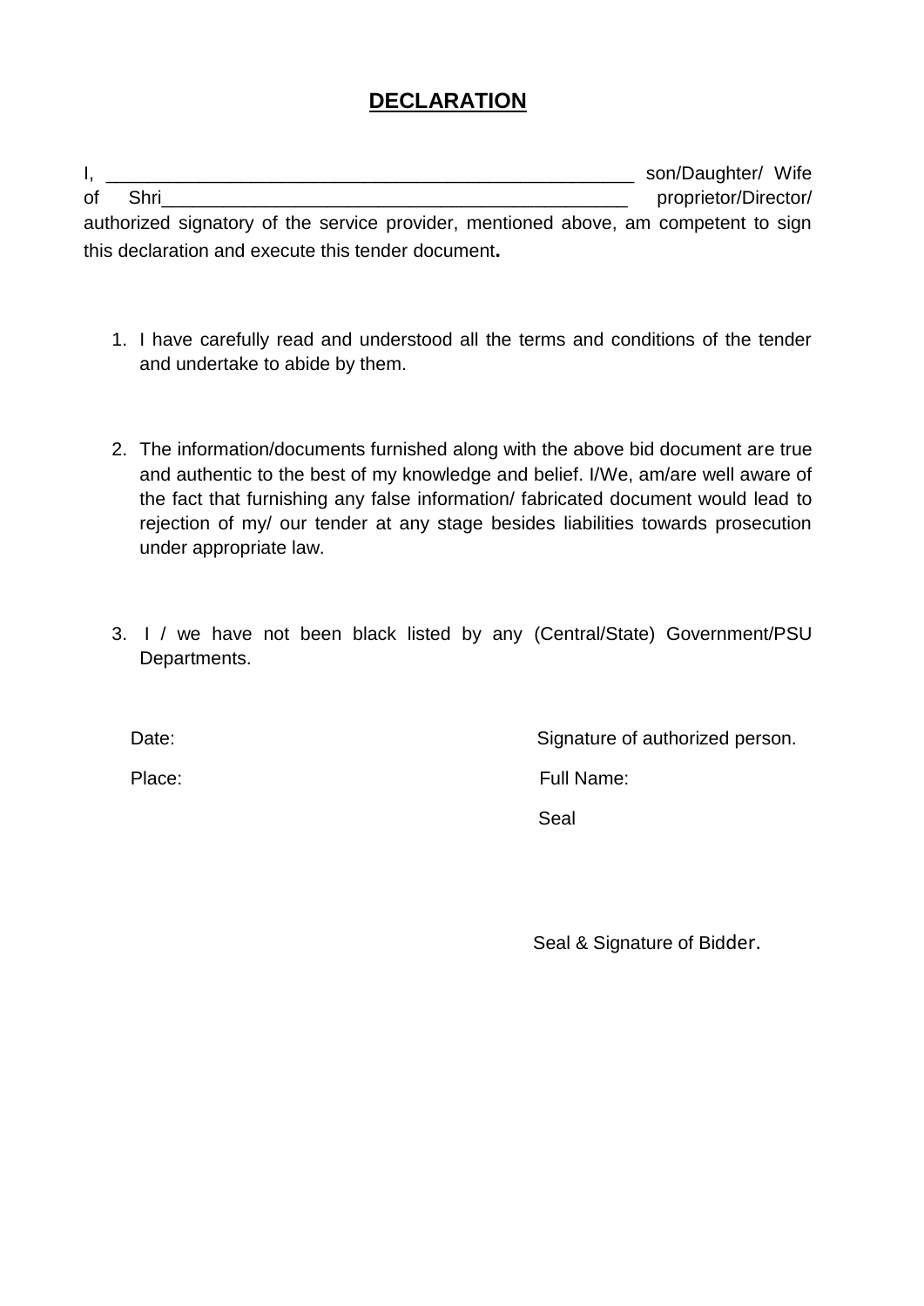# **DECLARATION**

I, ____________________________________________________ son/Daughter/ Wife of Shri_______________________________________________ proprietor/Director/ authorized signatory of the service provider, mentioned above, am competent to sign this declaration and execute this tender document**.**

1. I have carefully read and understood all the terms and conditions of the tender and undertake to abide by them.

2. The information/documents furnished along with the above bid document are true and authentic to the best of my knowledge and belief. I/We, am/are well aware of the fact that furnishing any false information/ fabricated document would lead to rejection of my/ our tender at any stage besides liabilities towards prosecution under appropriate law.

3. I / we have not been black listed by any (Central/State) Government/PSU Departments.

Date: Signature of authorized person.

Place: Full Name:

Seal

Seal & Signature of Bidder.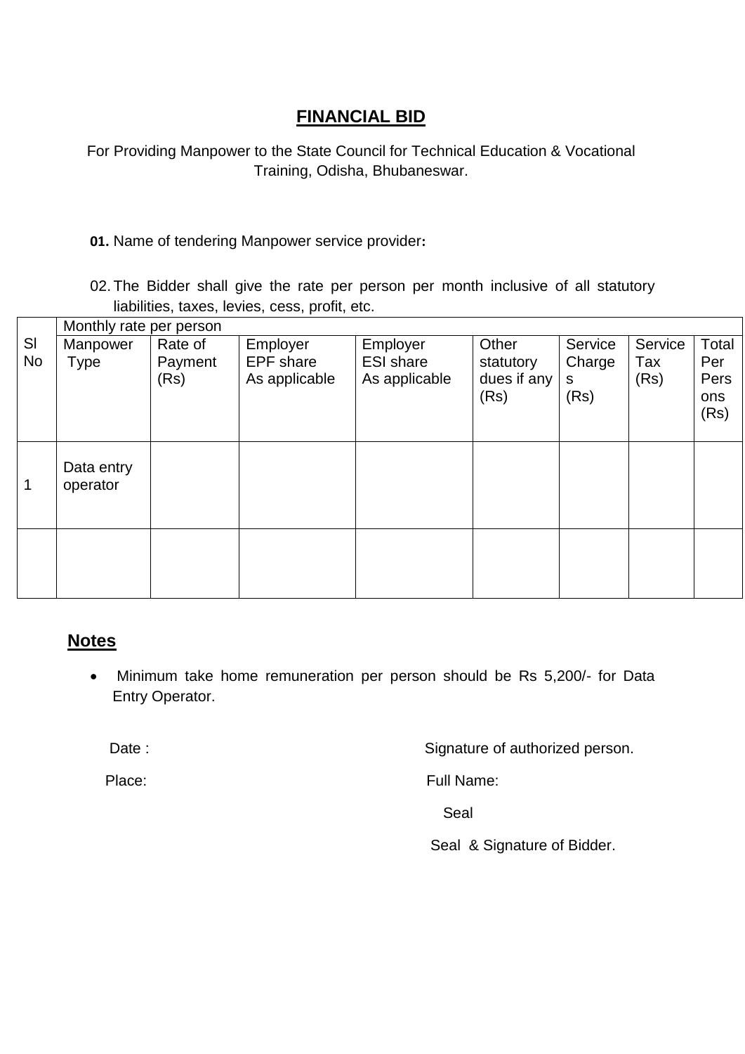# FINANCIAL BID

For Providing Manpower to the State Council for Technical Education & Vocational Training, Odisha, Bhubaneswar.

**01.** Name of tendering Manpower service provider**:**

02. The Bidder shall give the rate per person per month inclusive of all statutory liabilities, taxes, levies, cess, profit, etc.

| Sl No | Monthly rate per person | | | | | | | |
|---|---|---|---|---|---|---|---|---|
| | Manpower Type | Rate of Payment (Rs) | Employer EPF share As applicable | Employer ESI share As applicable | Other statutory dues if any (Rs) | Service Charges (Rs) | Service Tax (Rs) | Total Per Persons (Rs) |
| 1 | Data entry operator | | | | | | | |
| | | | | | | | | |

## Notes

- Minimum take home remuneration per person should be Rs 5,200/- for Data Entry Operator.

Date :

Place:

Signature of authorized person.

Full Name:

Seal

Seal & Signature of Bidder.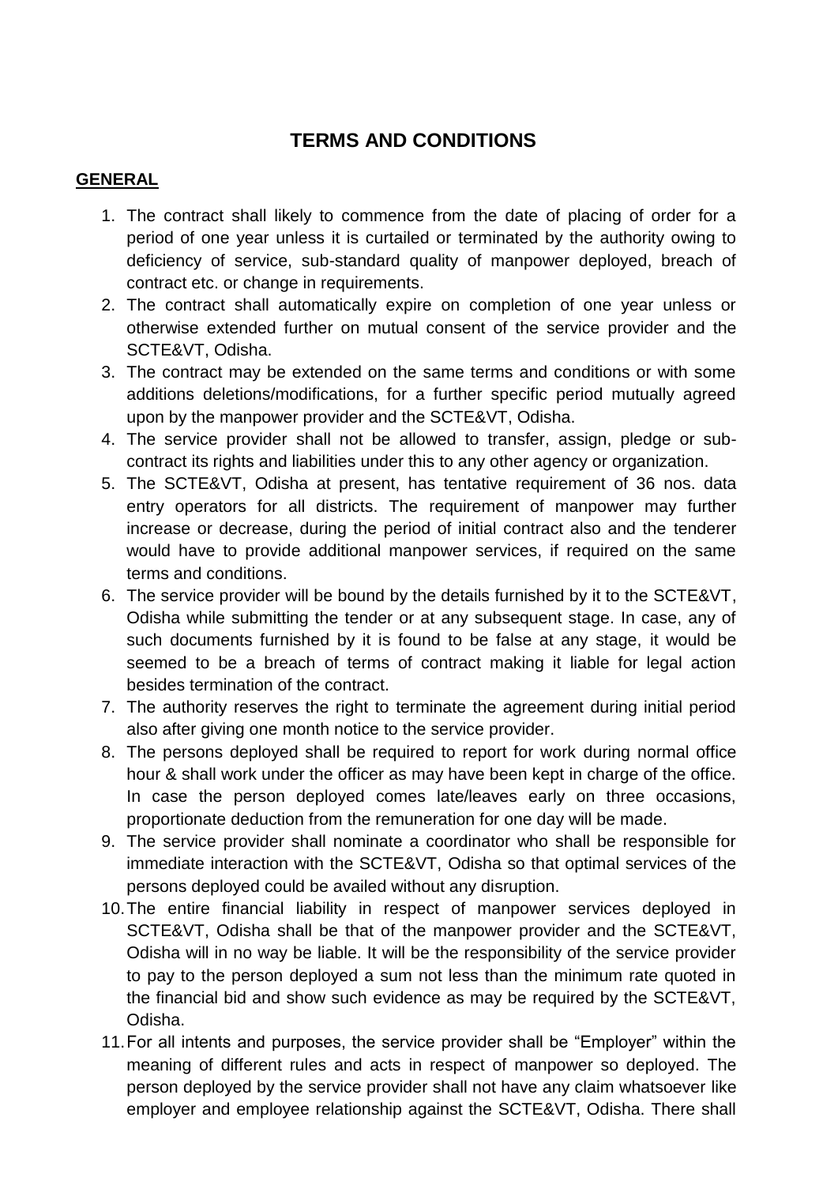# TERMS AND CONDITIONS

**GENERAL**

1. The contract shall likely to commence from the date of placing of order for a period of one year unless it is curtailed or terminated by the authority owing to deficiency of service, sub-standard quality of manpower deployed, breach of contract etc. or change in requirements.
2. The contract shall automatically expire on completion of one year unless or otherwise extended further on mutual consent of the service provider and the SCTE&VT, Odisha.
3. The contract may be extended on the same terms and conditions or with some additions deletions/modifications, for a further specific period mutually agreed upon by the manpower provider and the SCTE&VT, Odisha.
4. The service provider shall not be allowed to transfer, assign, pledge or sub-contract its rights and liabilities under this to any other agency or organization.
5. The SCTE&VT, Odisha at present, has tentative requirement of 36 nos. data entry operators for all districts. The requirement of manpower may further increase or decrease, during the period of initial contract also and the tenderer would have to provide additional manpower services, if required on the same terms and conditions.
6. The service provider will be bound by the details furnished by it to the SCTE&VT, Odisha while submitting the tender or at any subsequent stage. In case, any of such documents furnished by it is found to be false at any stage, it would be seemed to be a breach of terms of contract making it liable for legal action besides termination of the contract.
7. The authority reserves the right to terminate the agreement during initial period also after giving one month notice to the service provider.
8. The persons deployed shall be required to report for work during normal office hour & shall work under the officer as may have been kept in charge of the office. In case the person deployed comes late/leaves early on three occasions, proportionate deduction from the remuneration for one day will be made.
9. The service provider shall nominate a coordinator who shall be responsible for immediate interaction with the SCTE&VT, Odisha so that optimal services of the persons deployed could be availed without any disruption.
10. The entire financial liability in respect of manpower services deployed in SCTE&VT, Odisha shall be that of the manpower provider and the SCTE&VT, Odisha will in no way be liable. It will be the responsibility of the service provider to pay to the person deployed a sum not less than the minimum rate quoted in the financial bid and show such evidence as may be required by the SCTE&VT, Odisha.
11. For all intents and purposes, the service provider shall be "Employer" within the meaning of different rules and acts in respect of manpower so deployed. The person deployed by the service provider shall not have any claim whatsoever like employer and employee relationship against the SCTE&VT, Odisha. There shall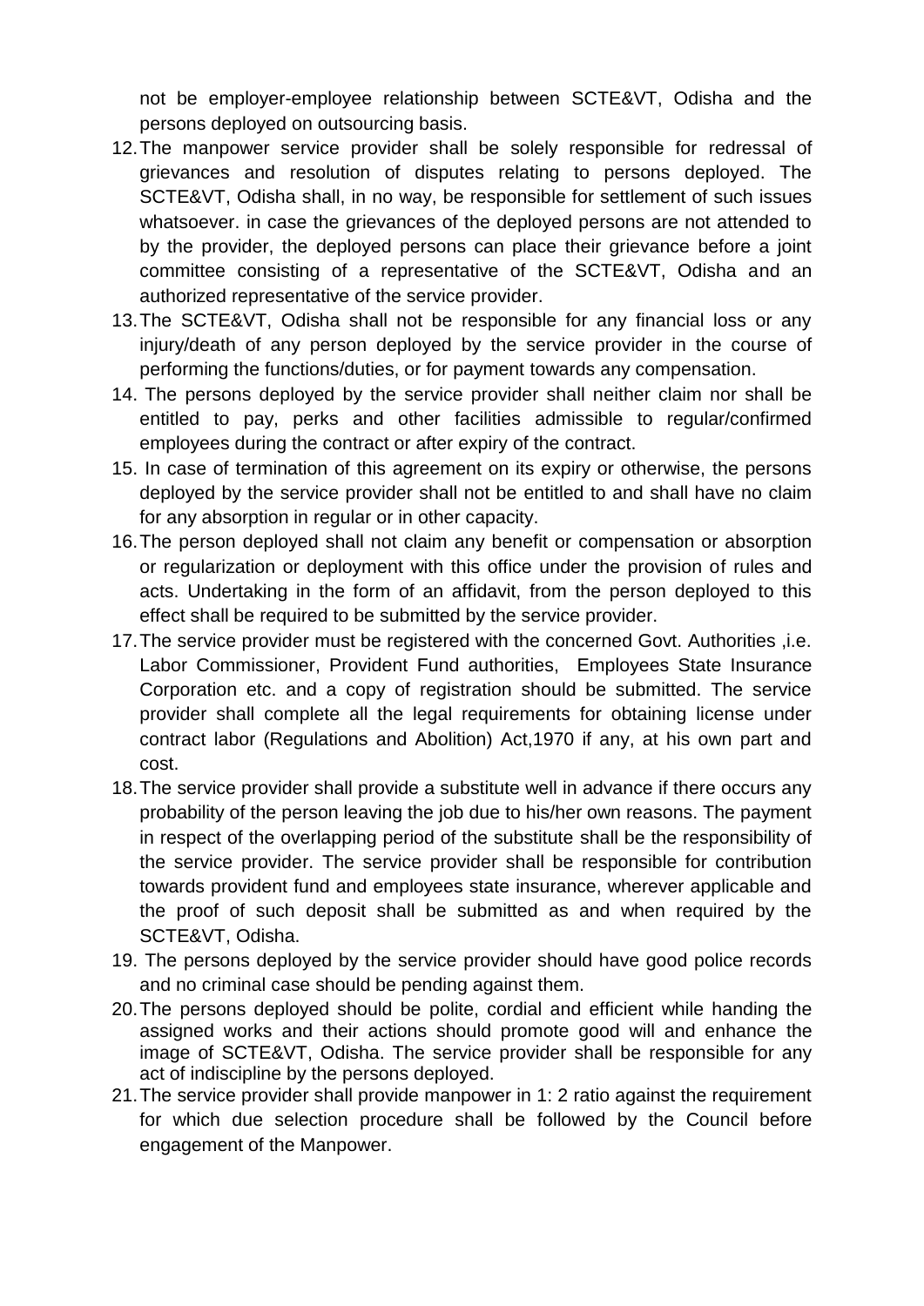not be employer-employee relationship between SCTE&VT, Odisha and the persons deployed on outsourcing basis.

12. The manpower service provider shall be solely responsible for redressal of grievances and resolution of disputes relating to persons deployed. The SCTE&VT, Odisha shall, in no way, be responsible for settlement of such issues whatsoever. in case the grievances of the deployed persons are not attended to by the provider, the deployed persons can place their grievance before a joint committee consisting of a representative of the SCTE&VT, Odisha and an authorized representative of the service provider.
13. The SCTE&VT, Odisha shall not be responsible for any financial loss or any injury/death of any person deployed by the service provider in the course of performing the functions/duties, or for payment towards any compensation.
14. The persons deployed by the service provider shall neither claim nor shall be entitled to pay, perks and other facilities admissible to regular/confirmed employees during the contract or after expiry of the contract.
15. In case of termination of this agreement on its expiry or otherwise, the persons deployed by the service provider shall not be entitled to and shall have no claim for any absorption in regular or in other capacity.
16. The person deployed shall not claim any benefit or compensation or absorption or regularization or deployment with this office under the provision of rules and acts. Undertaking in the form of an affidavit, from the person deployed to this effect shall be required to be submitted by the service provider.
17. The service provider must be registered with the concerned Govt. Authorities ,i.e. Labor Commissioner, Provident Fund authorities, Employees State Insurance Corporation etc. and a copy of registration should be submitted. The service provider shall complete all the legal requirements for obtaining license under contract labor (Regulations and Abolition) Act,1970 if any, at his own part and cost.
18. The service provider shall provide a substitute well in advance if there occurs any probability of the person leaving the job due to his/her own reasons. The payment in respect of the overlapping period of the substitute shall be the responsibility of the service provider. The service provider shall be responsible for contribution towards provident fund and employees state insurance, wherever applicable and the proof of such deposit shall be submitted as and when required by the SCTE&VT, Odisha.
19. The persons deployed by the service provider should have good police records and no criminal case should be pending against them.
20. The persons deployed should be polite, cordial and efficient while handing the assigned works and their actions should promote good will and enhance the image of SCTE&VT, Odisha. The service provider shall be responsible for any act of indiscipline by the persons deployed.
21. The service provider shall provide manpower in 1: 2 ratio against the requirement for which due selection procedure shall be followed by the Council before engagement of the Manpower.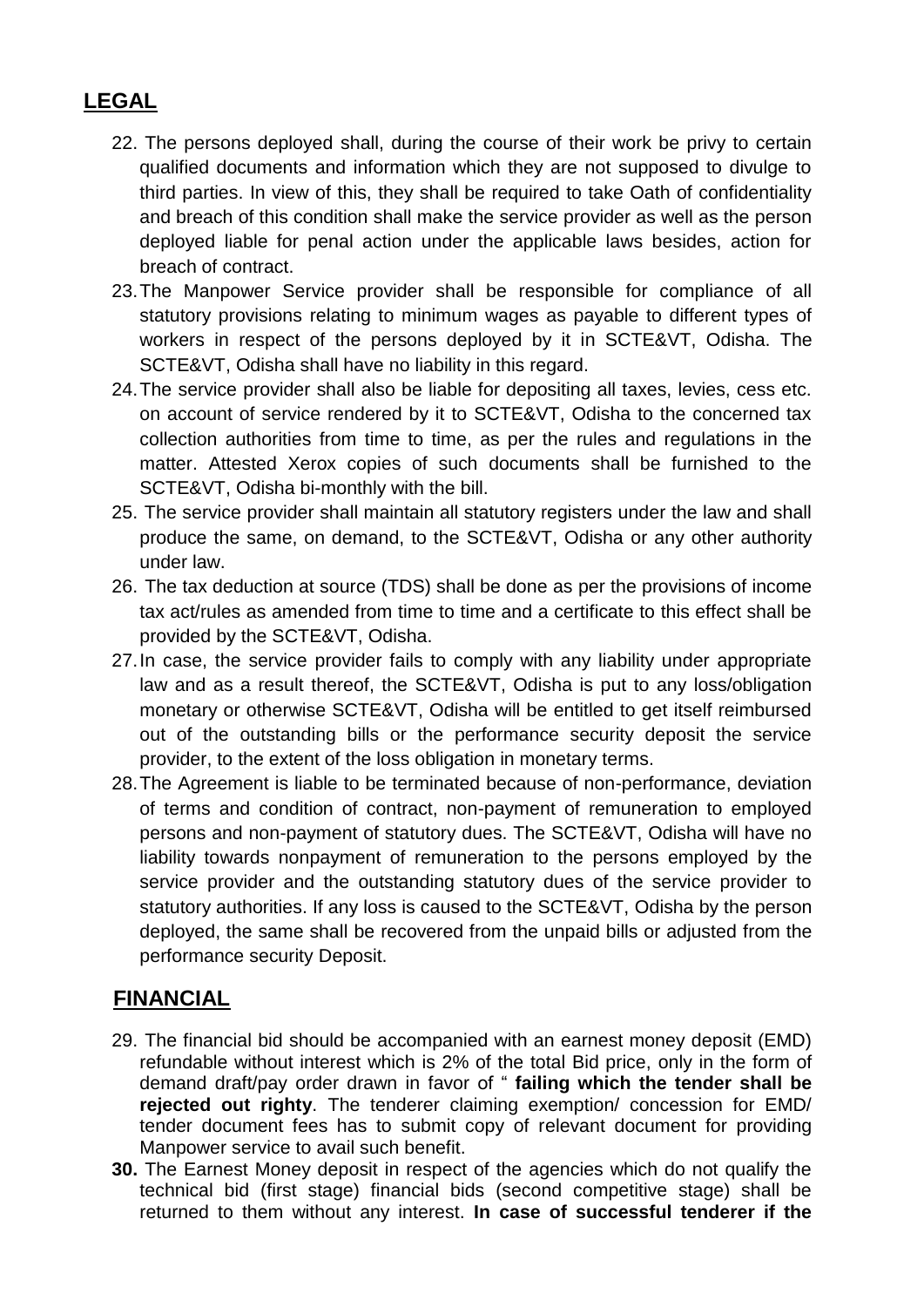## LEGAL

22. The persons deployed shall, during the course of their work be privy to certain qualified documents and information which they are not supposed to divulge to third parties. In view of this, they shall be required to take Oath of confidentiality and breach of this condition shall make the service provider as well as the person deployed liable for penal action under the applicable laws besides, action for breach of contract.
23. The Manpower Service provider shall be responsible for compliance of all statutory provisions relating to minimum wages as payable to different types of workers in respect of the persons deployed by it in SCTE&VT, Odisha. The SCTE&VT, Odisha shall have no liability in this regard.
24. The service provider shall also be liable for depositing all taxes, levies, cess etc. on account of service rendered by it to SCTE&VT, Odisha to the concerned tax collection authorities from time to time, as per the rules and regulations in the matter. Attested Xerox copies of such documents shall be furnished to the SCTE&VT, Odisha bi-monthly with the bill.
25. The service provider shall maintain all statutory registers under the law and shall produce the same, on demand, to the SCTE&VT, Odisha or any other authority under law.
26. The tax deduction at source (TDS) shall be done as per the provisions of income tax act/rules as amended from time to time and a certificate to this effect shall be provided by the SCTE&VT, Odisha.
27. In case, the service provider fails to comply with any liability under appropriate law and as a result thereof, the SCTE&VT, Odisha is put to any loss/obligation monetary or otherwise SCTE&VT, Odisha will be entitled to get itself reimbursed out of the outstanding bills or the performance security deposit the service provider, to the extent of the loss obligation in monetary terms.
28. The Agreement is liable to be terminated because of non-performance, deviation of terms and condition of contract, non-payment of remuneration to employed persons and non-payment of statutory dues. The SCTE&VT, Odisha will have no liability towards nonpayment of remuneration to the persons employed by the service provider and the outstanding statutory dues of the service provider to statutory authorities. If any loss is caused to the SCTE&VT, Odisha by the person deployed, the same shall be recovered from the unpaid bills or adjusted from the performance security Deposit.

## FINANCIAL

29. The financial bid should be accompanied with an earnest money deposit (EMD) refundable without interest which is 2% of the total Bid price, only in the form of demand draft/pay order drawn in favor of " **failing which the tender shall be rejected out righty**. The tenderer claiming exemption/ concession for EMD/ tender document fees has to submit copy of relevant document for providing Manpower service to avail such benefit.
30. The Earnest Money deposit in respect of the agencies which do not qualify the technical bid (first stage) financial bids (second competitive stage) shall be returned to them without any interest. **In case of successful tenderer if the**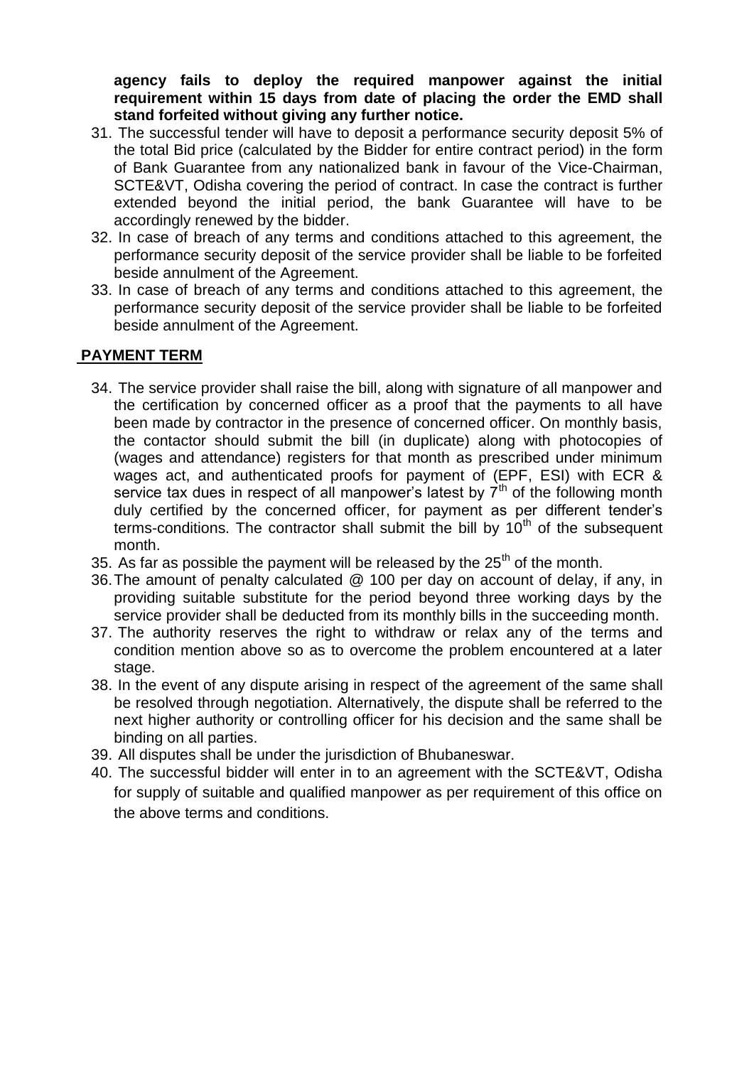**agency fails to deploy the required manpower against the initial requirement within 15 days from date of placing the order the EMD shall stand forfeited without giving any further notice.**

31. The successful tender will have to deposit a performance security deposit 5% of the total Bid price (calculated by the Bidder for entire contract period) in the form of Bank Guarantee from any nationalized bank in favour of the Vice-Chairman, SCTE&VT, Odisha covering the period of contract. In case the contract is further extended beyond the initial period, the bank Guarantee will have to be accordingly renewed by the bidder.
32. In case of breach of any terms and conditions attached to this agreement, the performance security deposit of the service provider shall be liable to be forfeited beside annulment of the Agreement.
33. In case of breach of any terms and conditions attached to this agreement, the performance security deposit of the service provider shall be liable to be forfeited beside annulment of the Agreement.

## PAYMENT TERM

34. The service provider shall raise the bill, along with signature of all manpower and the certification by concerned officer as a proof that the payments to all have been made by contractor in the presence of concerned officer. On monthly basis, the contactor should submit the bill (in duplicate) along with photocopies of (wages and attendance) registers for that month as prescribed under minimum wages act, and authenticated proofs for payment of (EPF, ESI) with ECR & service tax dues in respect of all manpower's latest by 7th of the following month duly certified by the concerned officer, for payment as per different tender's terms-conditions. The contractor shall submit the bill by 10th of the subsequent month.
35. As far as possible the payment will be released by the 25th of the month.
36. The amount of penalty calculated @ 100 per day on account of delay, if any, in providing suitable substitute for the period beyond three working days by the service provider shall be deducted from its monthly bills in the succeeding month.
37. The authority reserves the right to withdraw or relax any of the terms and condition mention above so as to overcome the problem encountered at a later stage.
38. In the event of any dispute arising in respect of the agreement of the same shall be resolved through negotiation. Alternatively, the dispute shall be referred to the next higher authority or controlling officer for his decision and the same shall be binding on all parties.
39. All disputes shall be under the jurisdiction of Bhubaneswar.
40. The successful bidder will enter in to an agreement with the SCTE&VT, Odisha for supply of suitable and qualified manpower as per requirement of this office on the above terms and conditions.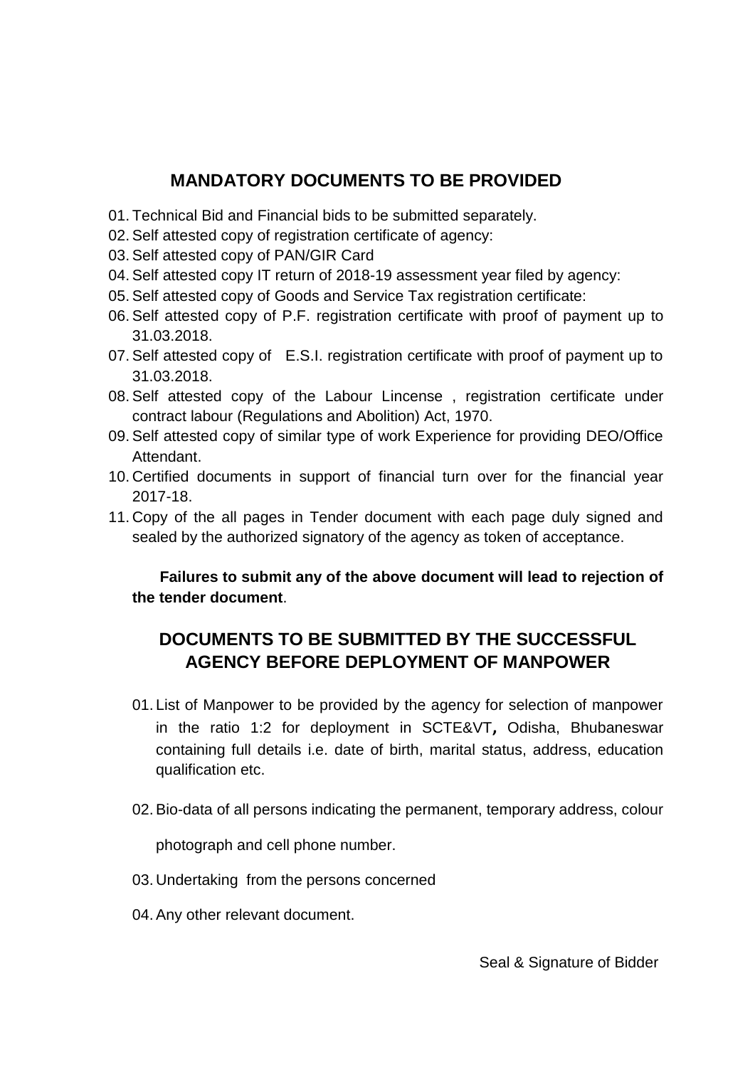## MANDATORY DOCUMENTS TO BE PROVIDED

01. Technical Bid and Financial bids to be submitted separately.
02. Self attested copy of registration certificate of agency:
03. Self attested copy of PAN/GIR Card
04. Self attested copy IT return of 2018-19 assessment year filed by agency:
05. Self attested copy of Goods and Service Tax registration certificate:
06. Self attested copy of P.F. registration certificate with proof of payment up to 31.03.2018.
07. Self attested copy of E.S.I. registration certificate with proof of payment up to 31.03.2018.
08. Self attested copy of the Labour Lincense , registration certificate under contract labour (Regulations and Abolition) Act, 1970.
09. Self attested copy of similar type of work Experience for providing DEO/Office Attendant.
10. Certified documents in support of financial turn over for the financial year 2017-18.
11. Copy of the all pages in Tender document with each page duly signed and sealed by the authorized signatory of the agency as token of acceptance.

**Failures to submit any of the above document will lead to rejection of the tender document**.

## DOCUMENTS TO BE SUBMITTED BY THE SUCCESSFUL AGENCY BEFORE DEPLOYMENT OF MANPOWER

01. List of Manpower to be provided by the agency for selection of manpower in the ratio 1:2 for deployment in SCTE&VT, Odisha, Bhubaneswar containing full details i.e. date of birth, marital status, address, education qualification etc.
02. Bio-data of all persons indicating the permanent, temporary address, colour photograph and cell phone number.
03. Undertaking from the persons concerned
04. Any other relevant document.

Seal & Signature of Bidder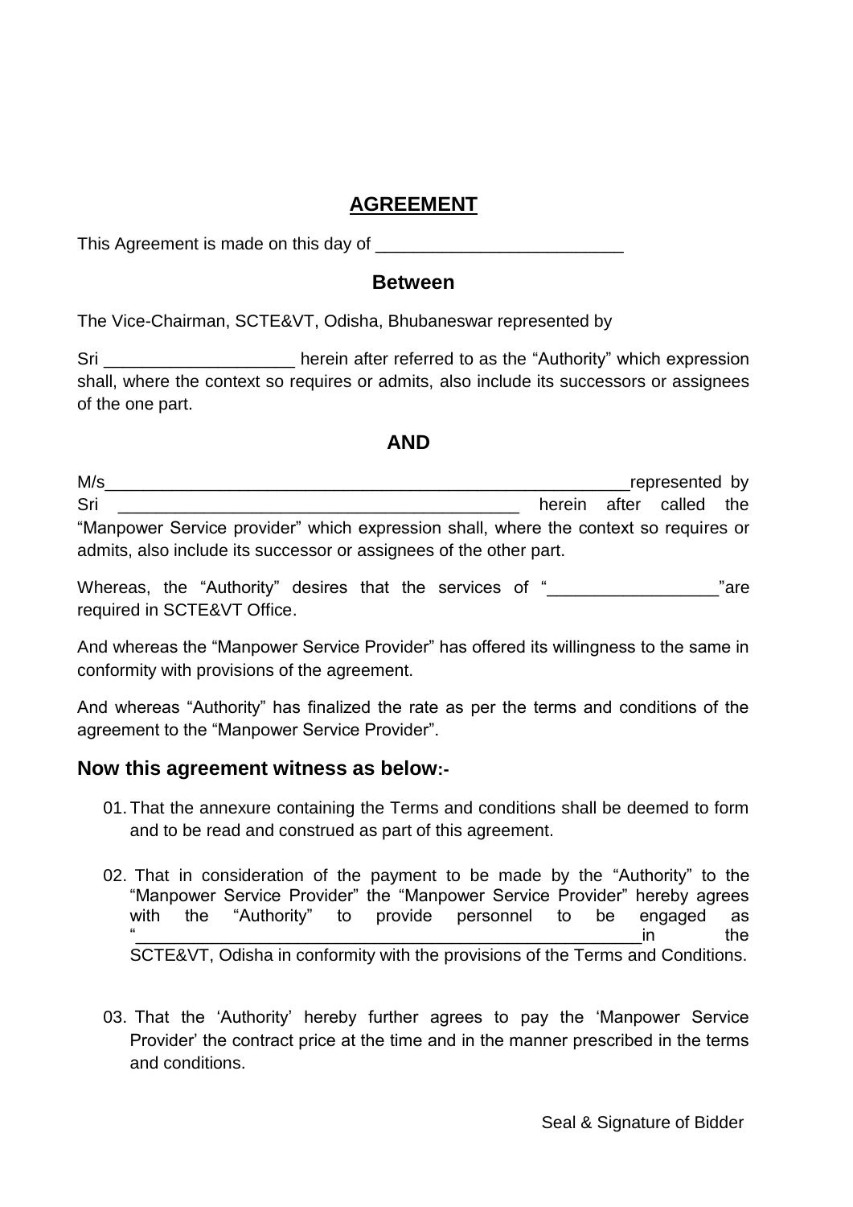## AGREEMENT

This Agreement is made on this day of __________________________

### Between

The Vice-Chairman, SCTE&VT, Odisha, Bhubaneswar represented by

Sri ____________________ herein after referred to as the "Authority" which expression shall, where the context so requires or admits, also include its successors or assignees of the one part.

### AND

M/s__________________________________________________________represented by Sri ____________________________________________ herein after called the "Manpower Service provider" which expression shall, where the context so requires or admits, also include its successor or assignees of the other part.

Whereas, the "Authority" desires that the services of "__________________"are required in SCTE&VT Office.

And whereas the "Manpower Service Provider" has offered its willingness to the same in conformity with provisions of the agreement.

And whereas "Authority" has finalized the rate as per the terms and conditions of the agreement to the "Manpower Service Provider".

### Now this agreement witness as below:-

01. That the annexure containing the Terms and conditions shall be deemed to form and to be read and construed as part of this agreement.

02. That in consideration of the payment to be made by the "Authority" to the "Manpower Service Provider" the "Manpower Service Provider" hereby agrees with the "Authority" to provide personnel to be engaged as "________________________________________________________in the SCTE&VT, Odisha in conformity with the provisions of the Terms and Conditions.

03. That the 'Authority' hereby further agrees to pay the 'Manpower Service Provider' the contract price at the time and in the manner prescribed in the terms and conditions.

Seal & Signature of Bidder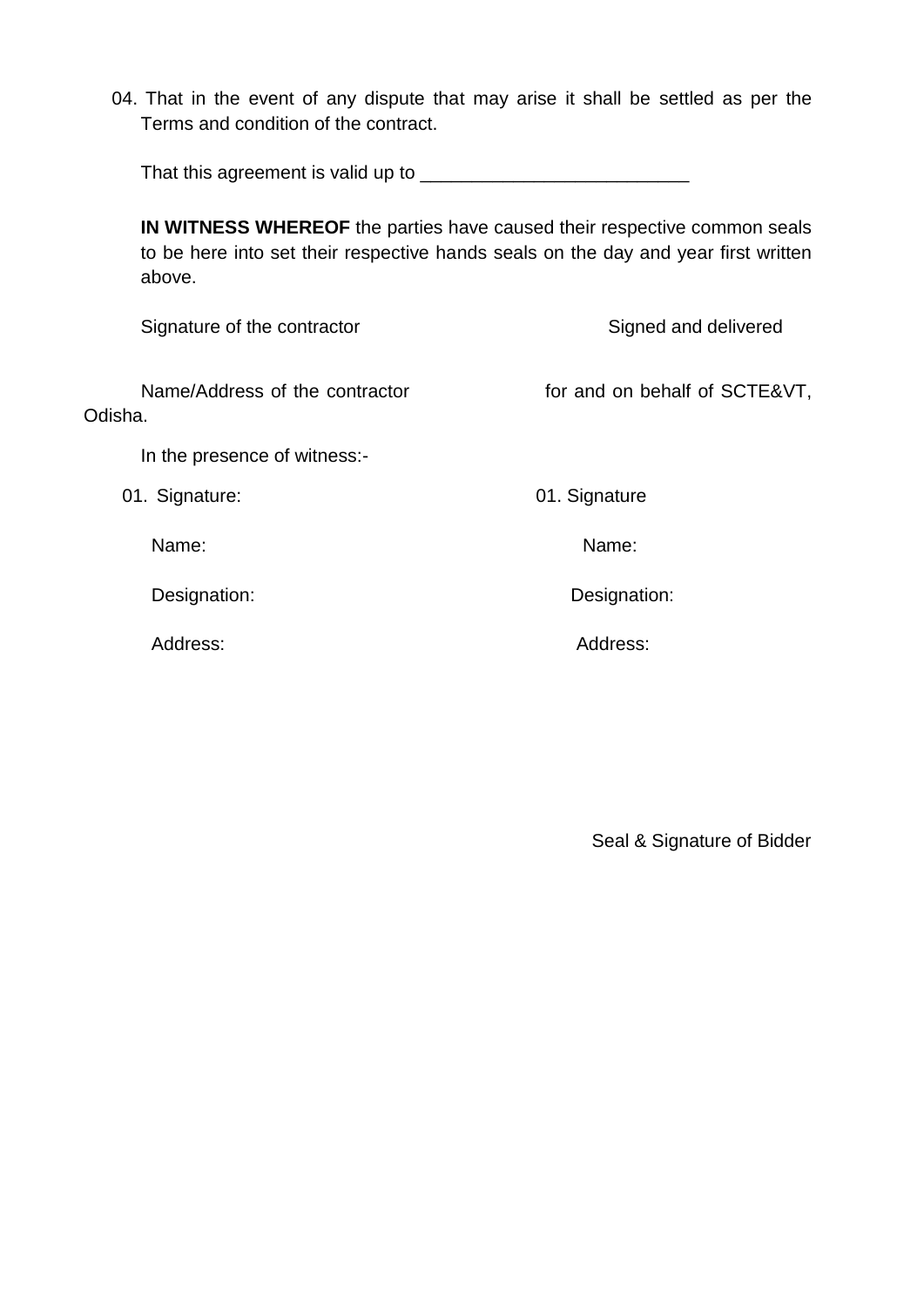04. That in the event of any dispute that may arise it shall be settled as per the Terms and condition of the contract.

That this agreement is valid up to __________________________

**IN WITNESS WHEREOF** the parties have caused their respective common seals to be here into set their respective hands seals on the day and year first written above.

Signature of the contractor

Name/Address of the contractor

Signed and delivered

for and on behalf of SCTE&VT, Odisha.

In the presence of witness:-

01. Signature:

Name:

Designation:

Address:

01. Signature

Name:

Designation:

Address:

Seal & Signature of Bidder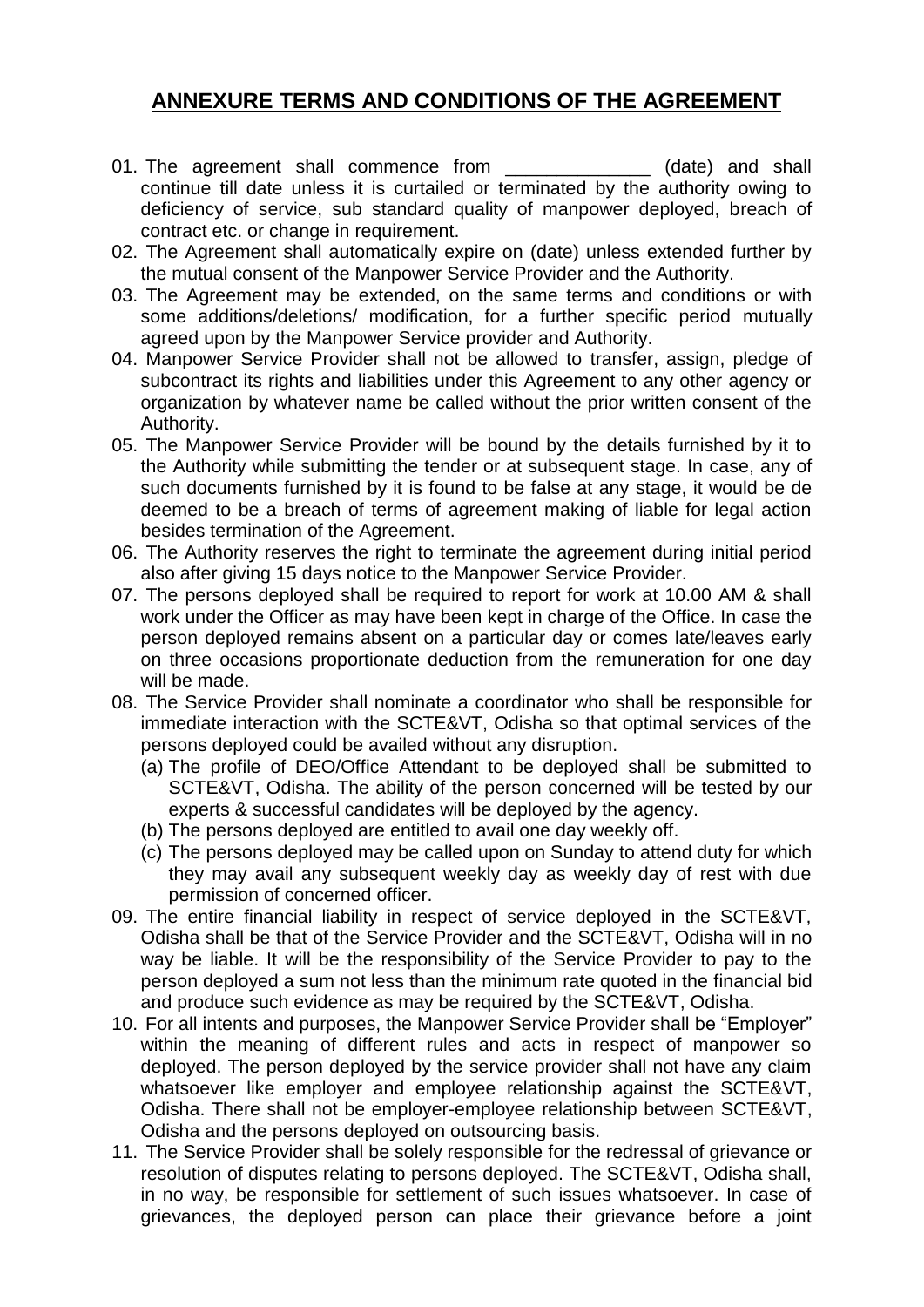## ANNEXURE TERMS AND CONDITIONS OF THE AGREEMENT

01. The agreement shall commence from ______________ (date) and shall continue till date unless it is curtailed or terminated by the authority owing to deficiency of service, sub standard quality of manpower deployed, breach of contract etc. or change in requirement.
02. The Agreement shall automatically expire on (date) unless extended further by the mutual consent of the Manpower Service Provider and the Authority.
03. The Agreement may be extended, on the same terms and conditions or with some additions/deletions/ modification, for a further specific period mutually agreed upon by the Manpower Service provider and Authority.
04. Manpower Service Provider shall not be allowed to transfer, assign, pledge of subcontract its rights and liabilities under this Agreement to any other agency or organization by whatever name be called without the prior written consent of the Authority.
05. The Manpower Service Provider will be bound by the details furnished by it to the Authority while submitting the tender or at subsequent stage. In case, any of such documents furnished by it is found to be false at any stage, it would be de deemed to be a breach of terms of agreement making of liable for legal action besides termination of the Agreement.
06. The Authority reserves the right to terminate the agreement during initial period also after giving 15 days notice to the Manpower Service Provider.
07. The persons deployed shall be required to report for work at 10.00 AM & shall work under the Officer as may have been kept in charge of the Office. In case the person deployed remains absent on a particular day or comes late/leaves early on three occasions proportionate deduction from the remuneration for one day will be made.
08. The Service Provider shall nominate a coordinator who shall be responsible for immediate interaction with the SCTE&VT, Odisha so that optimal services of the persons deployed could be availed without any disruption.
    (a) The profile of DEO/Office Attendant to be deployed shall be submitted to SCTE&VT, Odisha. The ability of the person concerned will be tested by our experts & successful candidates will be deployed by the agency.
    (b) The persons deployed are entitled to avail one day weekly off.
    (c) The persons deployed may be called upon on Sunday to attend duty for which they may avail any subsequent weekly day as weekly day of rest with due permission of concerned officer.
09. The entire financial liability in respect of service deployed in the SCTE&VT, Odisha shall be that of the Service Provider and the SCTE&VT, Odisha will in no way be liable. It will be the responsibility of the Service Provider to pay to the person deployed a sum not less than the minimum rate quoted in the financial bid and produce such evidence as may be required by the SCTE&VT, Odisha.
10. For all intents and purposes, the Manpower Service Provider shall be "Employer" within the meaning of different rules and acts in respect of manpower so deployed. The person deployed by the service provider shall not have any claim whatsoever like employer and employee relationship against the SCTE&VT, Odisha. There shall not be employer-employee relationship between SCTE&VT, Odisha and the persons deployed on outsourcing basis.
11. The Service Provider shall be solely responsible for the redressal of grievance or resolution of disputes relating to persons deployed. The SCTE&VT, Odisha shall, in no way, be responsible for settlement of such issues whatsoever. In case of grievances, the deployed person can place their grievance before a joint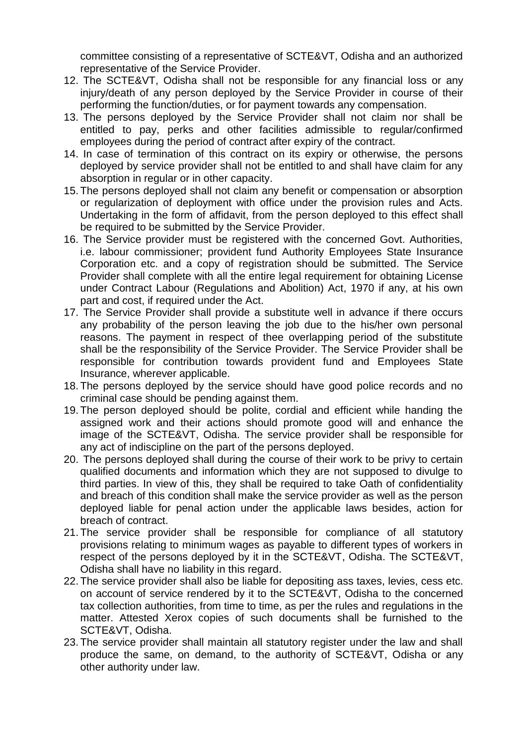committee consisting of a representative of SCTE&VT, Odisha and an authorized representative of the Service Provider.

12. The SCTE&VT, Odisha shall not be responsible for any financial loss or any injury/death of any person deployed by the Service Provider in course of their performing the function/duties, or for payment towards any compensation.
13. The persons deployed by the Service Provider shall not claim nor shall be entitled to pay, perks and other facilities admissible to regular/confirmed employees during the period of contract after expiry of the contract.
14. In case of termination of this contract on its expiry or otherwise, the persons deployed by service provider shall not be entitled to and shall have claim for any absorption in regular or in other capacity.
15. The persons deployed shall not claim any benefit or compensation or absorption or regularization of deployment with office under the provision rules and Acts. Undertaking in the form of affidavit, from the person deployed to this effect shall be required to be submitted by the Service Provider.
16. The Service provider must be registered with the concerned Govt. Authorities, i.e. labour commissioner; provident fund Authority Employees State Insurance Corporation etc. and a copy of registration should be submitted. The Service Provider shall complete with all the entire legal requirement for obtaining License under Contract Labour (Regulations and Abolition) Act, 1970 if any, at his own part and cost, if required under the Act.
17. The Service Provider shall provide a substitute well in advance if there occurs any probability of the person leaving the job due to the his/her own personal reasons. The payment in respect of thee overlapping period of the substitute shall be the responsibility of the Service Provider. The Service Provider shall be responsible for contribution towards provident fund and Employees State Insurance, wherever applicable.
18. The persons deployed by the service should have good police records and no criminal case should be pending against them.
19. The person deployed should be polite, cordial and efficient while handing the assigned work and their actions should promote good will and enhance the image of the SCTE&VT, Odisha. The service provider shall be responsible for any act of indiscipline on the part of the persons deployed.
20. The persons deployed shall during the course of their work to be privy to certain qualified documents and information which they are not supposed to divulge to third parties. In view of this, they shall be required to take Oath of confidentiality and breach of this condition shall make the service provider as well as the person deployed liable for penal action under the applicable laws besides, action for breach of contract.
21. The service provider shall be responsible for compliance of all statutory provisions relating to minimum wages as payable to different types of workers in respect of the persons deployed by it in the SCTE&VT, Odisha. The SCTE&VT, Odisha shall have no liability in this regard.
22. The service provider shall also be liable for depositing ass taxes, levies, cess etc. on account of service rendered by it to the SCTE&VT, Odisha to the concerned tax collection authorities, from time to time, as per the rules and regulations in the matter. Attested Xerox copies of such documents shall be furnished to the SCTE&VT, Odisha.
23. The service provider shall maintain all statutory register under the law and shall produce the same, on demand, to the authority of SCTE&VT, Odisha or any other authority under law.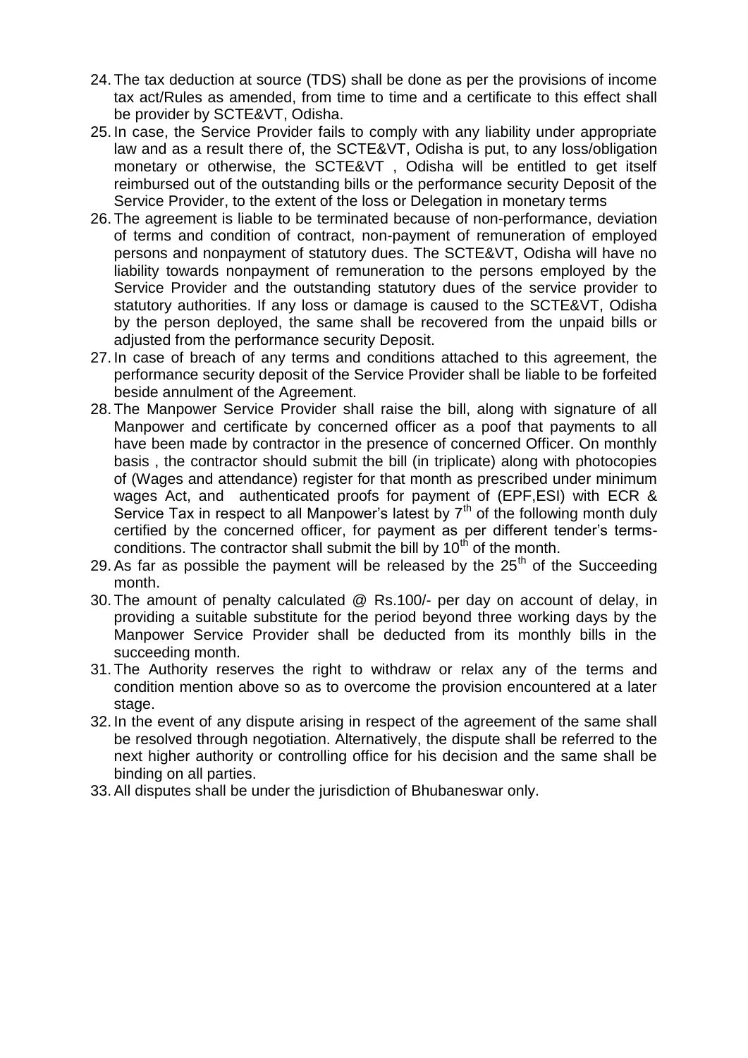24. The tax deduction at source (TDS) shall be done as per the provisions of income tax act/Rules as amended, from time to time and a certificate to this effect shall be provider by SCTE&VT, Odisha.
25. In case, the Service Provider fails to comply with any liability under appropriate law and as a result there of, the SCTE&VT, Odisha is put, to any loss/obligation monetary or otherwise, the SCTE&VT , Odisha will be entitled to get itself reimbursed out of the outstanding bills or the performance security Deposit of the Service Provider, to the extent of the loss or Delegation in monetary terms
26. The agreement is liable to be terminated because of non-performance, deviation of terms and condition of contract, non-payment of remuneration of employed persons and nonpayment of statutory dues. The SCTE&VT, Odisha will have no liability towards nonpayment of remuneration to the persons employed by the Service Provider and the outstanding statutory dues of the service provider to statutory authorities. If any loss or damage is caused to the SCTE&VT, Odisha by the person deployed, the same shall be recovered from the unpaid bills or adjusted from the performance security Deposit.
27. In case of breach of any terms and conditions attached to this agreement, the performance security deposit of the Service Provider shall be liable to be forfeited beside annulment of the Agreement.
28. The Manpower Service Provider shall raise the bill, along with signature of all Manpower and certificate by concerned officer as a poof that payments to all have been made by contractor in the presence of concerned Officer. On monthly basis , the contractor should submit the bill (in triplicate) along with photocopies of (Wages and attendance) register for that month as prescribed under minimum wages Act, and authenticated proofs for payment of (EPF,ESI) with ECR & Service Tax in respect to all Manpower's latest by 7th of the following month duly certified by the concerned officer, for payment as per different tender's terms-conditions. The contractor shall submit the bill by 10th of the month.
29. As far as possible the payment will be released by the 25th of the Succeeding month.
30. The amount of penalty calculated @ Rs.100/- per day on account of delay, in providing a suitable substitute for the period beyond three working days by the Manpower Service Provider shall be deducted from its monthly bills in the succeeding month.
31. The Authority reserves the right to withdraw or relax any of the terms and condition mention above so as to overcome the provision encountered at a later stage.
32. In the event of any dispute arising in respect of the agreement of the same shall be resolved through negotiation. Alternatively, the dispute shall be referred to the next higher authority or controlling office for his decision and the same shall be binding on all parties.
33. All disputes shall be under the jurisdiction of Bhubaneswar only.